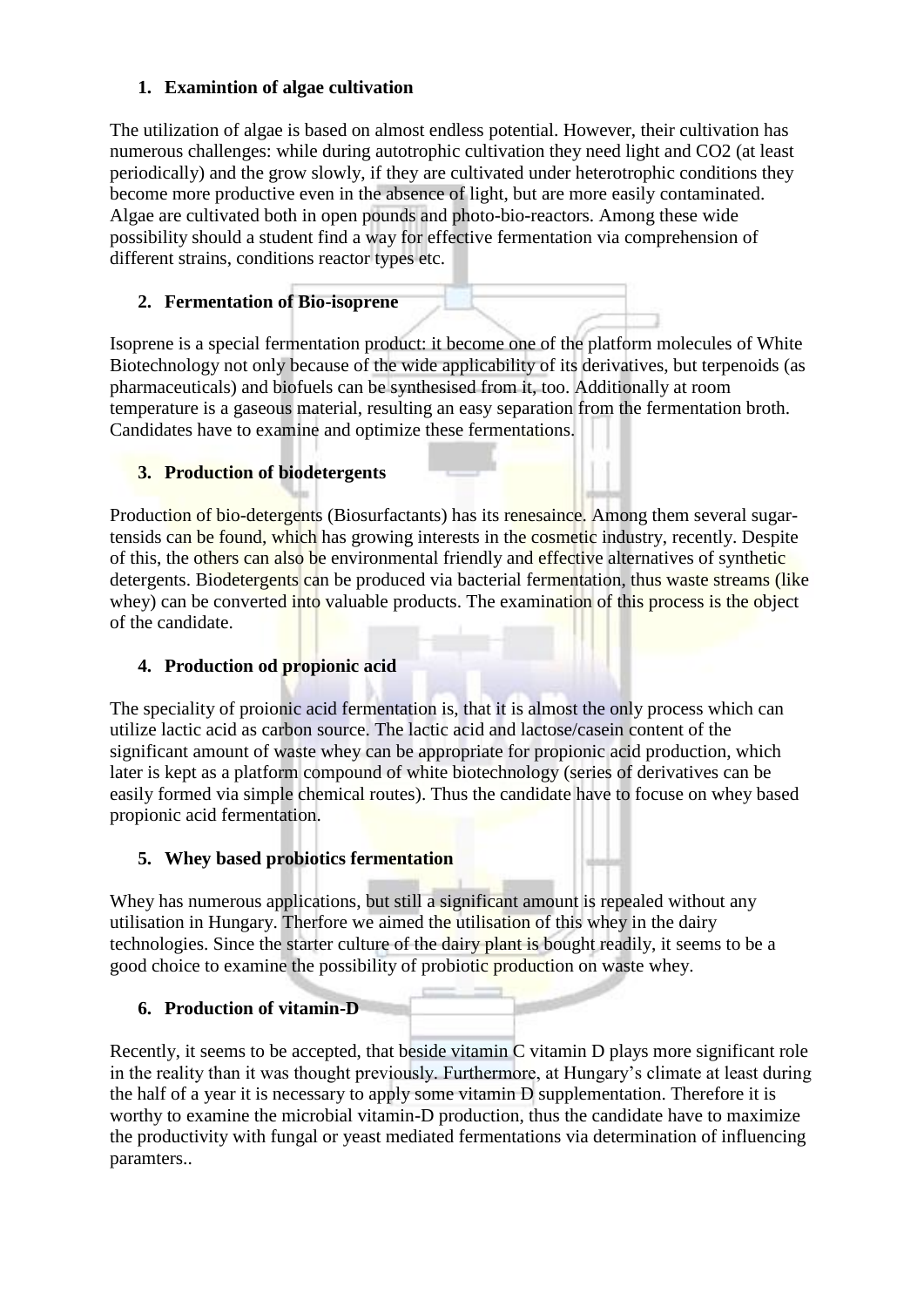1. **Examintion of algae cultivation**

The utilization of algae is based on almost endless potential. However, their cultivation has numerous challenges: while during autotrophic cultivation they need light and $CO_2$ (at least periodically) and the grow slowly, if they are cultivated under heterotrophic conditions they become more productive even in the absence of light, but are more easily contaminated. Algae are cultivated both in open pounds and photo-bio-reactors. Among these wide possibility should a student find a way for effective fermentation via comprehension of different strains, conditions reactor types etc.

2. **Fermentation of Bio-isoprene**

Isoprene is a special fermentation product: it become one of the platform molecules of White Biotechnology not only because of the wide applicability of its derivatives, but terpenoids (as pharmaceuticals) and biofuels can be synthesised from it, too. Additionally at room temperature is a gaseous material, resulting an easy separation from the fermentation broth. Candidates have to examine and optimize these fermentations.

3. **Production of biodetergents**

Production of bio-detergents (Biosurfactants) has its renesaince. Among them several sugar-tensids can be found, which has growing interests in the cosmetic industry, recently. Despite of this, the others can also be environmental friendly and effective alternatives of synthetic detergents. Biodetergents can be produced via bacterial fermentation, thus waste streams (like whey) can be converted into valuable products. The examination of this process is the object of the candidate.

4. **Production od propionic acid**

The speciality of proionic acid fermentation is, that it is almost the only process which can utilize lactic acid as carbon source. The lactic acid and lactose/casein content of the significant amount of waste whey can be appropriate for propionic acid production, which later is kept as a platform compound of white biotechnology (series of derivatives can be easily formed via simple chemical routes). Thus the candidate have to focuse on whey based propionic acid fermentation.

5. **Whey based probiotics fermentation**

Whey has numerous applications, but still a significant amount is repealed without any utilisation in Hungary. Therfore we aimed the utilisation of this whey in the dairy technologies. Since the starter culture of the dairy plant is bought readily, it seems to be a good choice to examine the possibility of probiotic production on waste whey.

6. **Production of vitamin-D**

Recently, it seems to be accepted, that beside vitamin C vitamin D plays more significant role in the reality than it was thought previously. Furthermore, at Hungary's climate at least during the half of a year it is necessary to apply some vitamin D supplementation. Therefore it is worthy to examine the microbial vitamin-D production, thus the candidate have to maximize the productivity with fungal or yeast mediated fermentations via determination of influencing paramters..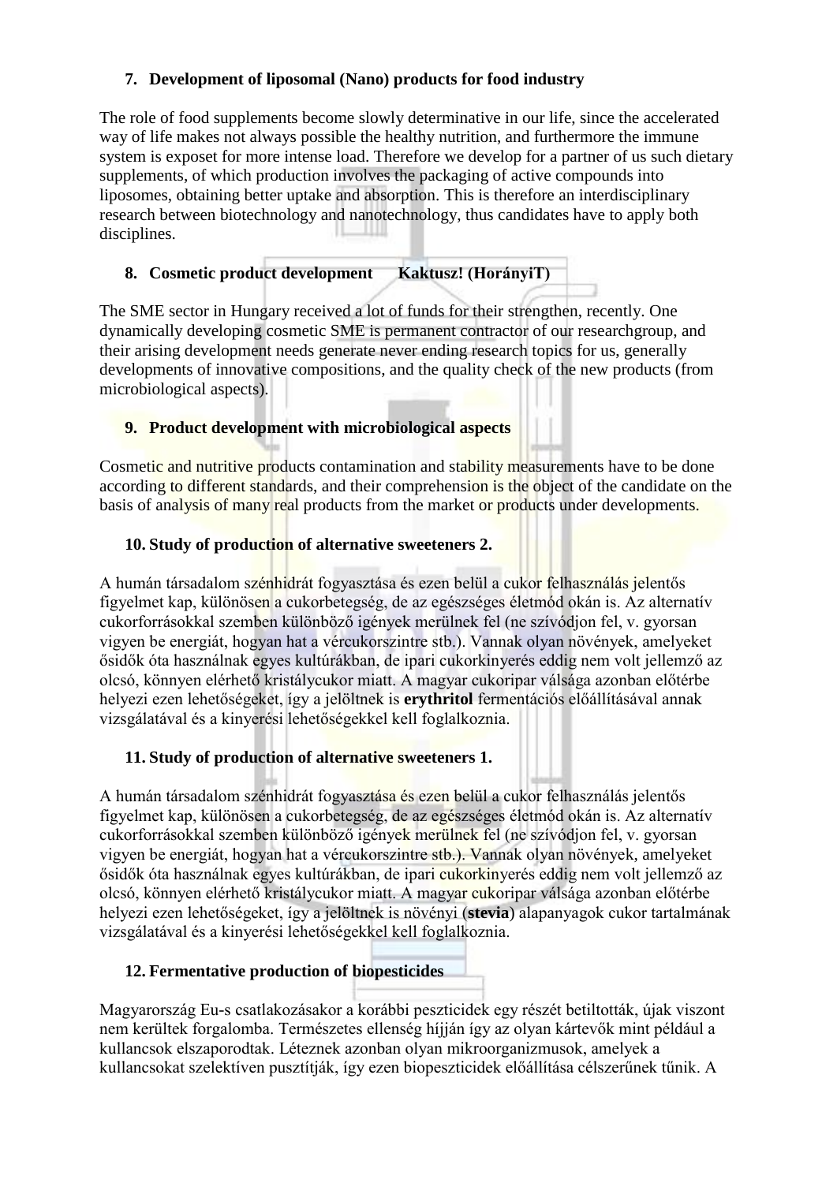### 7. Development of liposomal (Nano) products for food industry

The role of food supplements become slowly determinative in our life, since the accelerated way of life makes not always possible the healthy nutrition, and furthermore the immune system is exposet for more intense load. Therefore we develop for a partner of us such dietary supplements, of which production involves the packaging of active compounds into liposomes, obtaining better uptake and absorption. This is therefore an interdisciplinary research between biotechnology and nanotechnology, thus candidates have to apply both disciplines.

### 8. Cosmetic product development Kaktusz! (HorányiT)

The SME sector in Hungary received a lot of funds for their strengthen, recently. One dynamically developing cosmetic SME is permanent contractor of our researchgroup, and their arising development needs generate never ending research topics for us, generally developments of innovative compositions, and the quality check of the new products (from microbiological aspects).

### 9. Product development with microbiological aspects

Cosmetic and nutritive products contamination and stability measurements have to be done according to different standards, and their comprehension is the object of the candidate on the basis of analysis of many real products from the market or products under developments.

### 10. Study of production of alternative sweeteners 2.

A humán társadalom szénhidrát fogyasztása és ezen belül a cukor felhasználás jelentős figyelmet kap, különösen a cukorbetegség, de az egészséges életmód okán is. Az alternatív cukorforrásokkal szemben különböző igények merülnek fel (ne szívódjon fel, v. gyorsan vigyen be energiát, hogyan hat a vércukorszintre stb.). Vannak olyan növények, amelyeket ősidők óta használnak egyes kultúrákban, de ipari cukorkinyerés eddig nem volt jellemző az olcsó, könnyen elérhető kristálycukor miatt. A magyar cukoripar válsága azonban előtérbe helyezi ezen lehetőségeket, így a jelöltnek is **erythritol** fermentációs előállításával annak vizsgálatával és a kinyerési lehetőségekkel kell foglalkoznia.

### 11. Study of production of alternative sweeteners 1.

A humán társadalom szénhidrát fogyasztása és ezen belül a cukor felhasználás jelentős figyelmet kap, különösen a cukorbetegség, de az egészséges életmód okán is. Az alternatív cukorforrásokkal szemben különböző igények merülnek fel (ne szívódjon fel, v. gyorsan vigyen be energiát, hogyan hat a vércukorszintre stb.). Vannak olyan növények, amelyeket ősidők óta használnak egyes kultúrákban, de ipari cukorkinyerés eddig nem volt jellemző az olcsó, könnyen elérhető kristálycukor miatt. A magyar cukoripar válsága azonban előtérbe helyezi ezen lehetőségeket, így a jelöltnek is növényi (**stevia**) alapanyagok cukor tartalmának vizsgálatával és a kinyerési lehetőségekkel kell foglalkoznia.

### 12. Fermentative production of biopesticides

Magyarország Eu-s csatlakozásakor a korábbi peszticidek egy részét betiltották, újak viszont nem kerültek forgalomba. Természetes ellenség híjján így az olyan kártevők mint például a kullancsok elszaporodtak. Léteznek azonban olyan mikroorganizmusok, amelyek a kullancsokat szelektíven pusztítják, így ezen biopeszticidek előállítása célszerűnek tűnik. A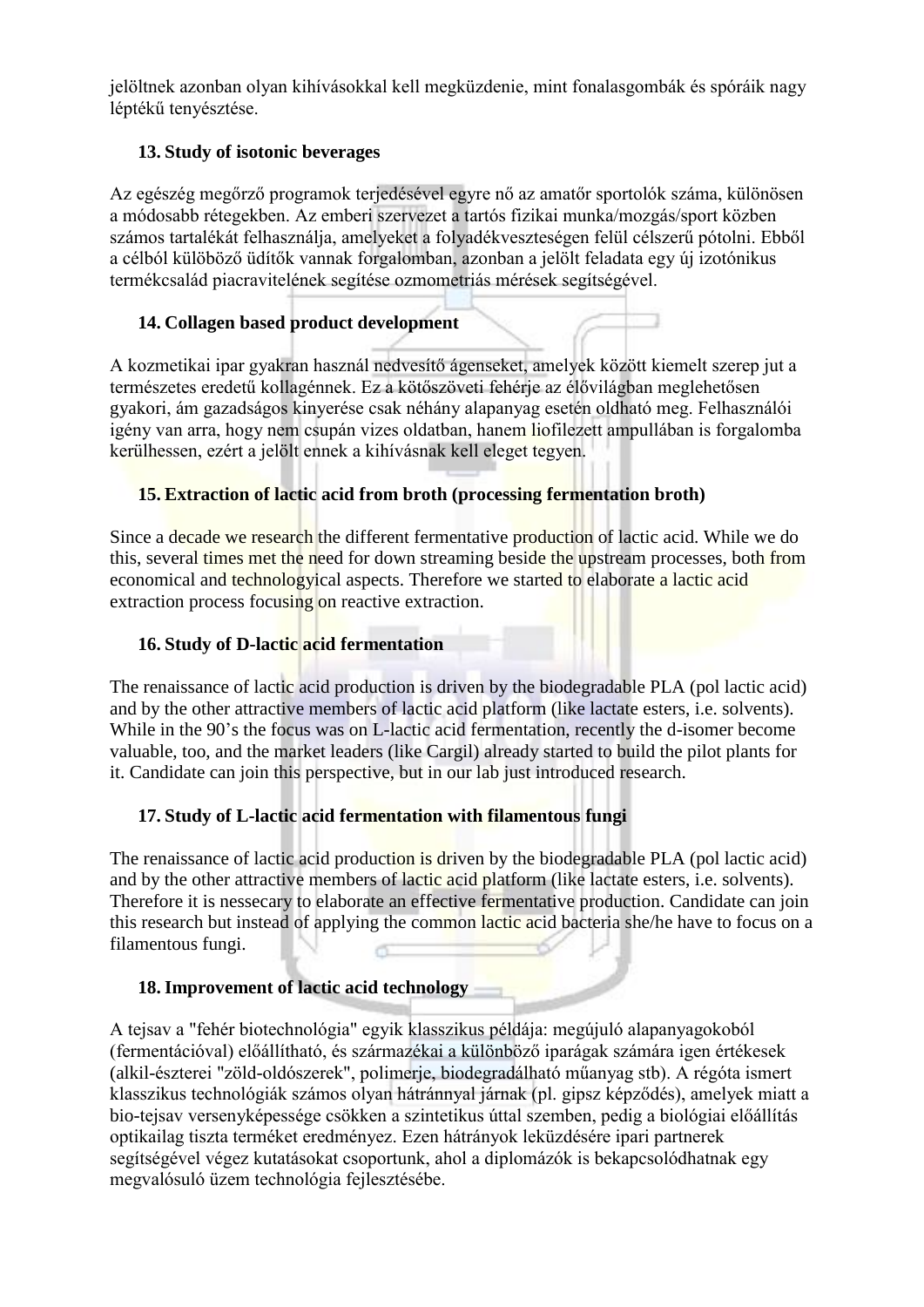jelöltnek azonban olyan kihívásokkal kell megküzdenie, mint fonalasgombák és spóráik nagy léptékű tenyésztése.

### 13. Study of isotonic beverages

Az egészég megőrző programok terjedésével egyre nő az amatőr sportolók száma, különösen a módosabb rétegekben. Az emberi szervezet a tartós fizikai munka/mozgás/sport közben számos tartalékát felhasználja, amelyeket a folyadékveszteségen felül célszerű pótolni. Ebből a célból külöböző üdítők vannak forgalomban, azonban a jelölt feladata egy új izotónikus termékcsalád piacravitelének segítése ozmometriás mérések segítségével.

### 14. Collagen based product development

A kozmetikai ipar gyakran használ nedvesítő ágenseket, amelyek között kiemelt szerep jut a természetes eredetű kollagénnek. Ez a kötőszöveti fehérje az élővilágban meglehetősen gyakori, ám gazdaságos kinyerése csak néhány alapanyag esetén oldható meg. Felhasználói igény van arra, hogy nem csupán vizes oldatban, hanem liofilezett ampullában is forgalomba kerülhessen, ezért a jelölt ennek a kihívásnak kell eleget tegyen.

### 15. Extraction of lactic acid from broth (processing fermentation broth)

Since a decade we research the different fermentative production of lactic acid. While we do this, several times met the need for down streaming beside the upstream processes, both from economical and technologyical aspects. Therefore we started to elaborate a lactic acid extraction process focusing on reactive extraction.

### 16. Study of D-lactic acid fermentation

The renaissance of lactic acid production is driven by the biodegradable PLA (pol lactic acid) and by the other attractive members of lactic acid platform (like lactate esters, i.e. solvents). While in the 90's the focus was on L-lactic acid fermentation, recently the d-isomer become valuable, too, and the market leaders (like Cargil) already started to build the pilot plants for it. Candidate can join this perspective, but in our lab just introduced research.

### 17. Study of L-lactic acid fermentation with filamentous fungi

The renaissance of lactic acid production is driven by the biodegradable PLA (pol lactic acid) and by the other attractive members of lactic acid platform (like lactate esters, i.e. solvents). Therefore it is nessecary to elaborate an effective fermentative production. Candidate can join this research but instead of applying the common lactic acid bacteria she/he have to focus on a filamentous fungi.

### 18. Improvement of lactic acid technology

A tejsav a "fehér biotechnológia" egyik klasszikus példája: megújuló alapanyagokoból (fermentációval) előállítható, és származékai a különböző iparágak számára igen értékesek (alkil-észterei "zöld-oldószerek", polimerje, biodegradálható műanyag stb). A régóta ismert klasszikus technológiák számos olyan hátránnyal járnak (pl. gipsz képződés), amelyek miatt a bio-tejsav versenyképessége csökken a szintetikus úttal szemben, pedig a biológiai előállítás optikailag tiszta terméket eredményez. Ezen hátrányok leküzdésére ipari partnerek segítségével végez kutatásokat csoportunk, ahol a diplomázók is bekapcsolódhatnak egy megvalósuló üzem technológia fejlesztésébe.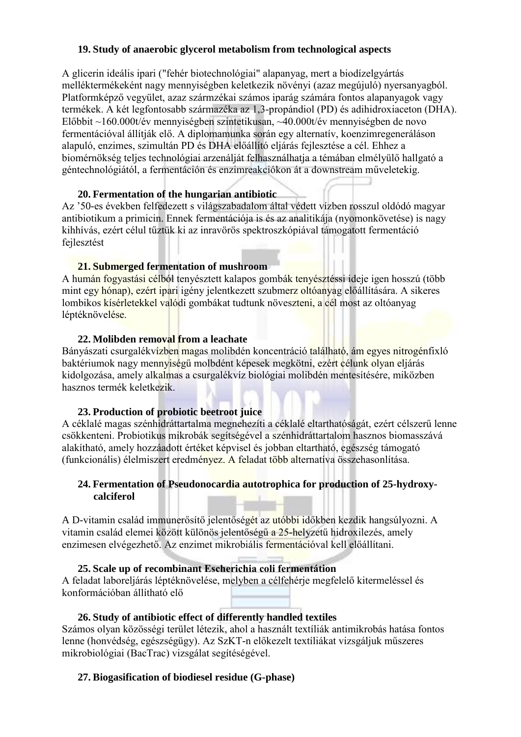### 19. Study of anaerobic glycerol metabolism from technological aspects

A glicerin ideális ipari ("fehér biotechnológiai" alapanyag, mert a biodízelgyártás melléktermékeként nagy mennyiségben keletkezik növényi (azaz megújuló) nyersanyagból. Platformképző vegyület, azaz származékai számos iparág számára fontos alapanyagok vagy termékek. A két legfontosabb származéka az 1,3-propándiol (PD) és adihidroxiaceton (DHA). Előbbit ~160.000t/év mennyiségben szintetikusan, ~40.000t/év mennyiségben de novo fermentációval állítják elő. A diplomamunka során egy alternatív, koenzimregeneráláson alapuló, enzimes, szimultán PD és DHA előállító eljárás fejlesztése a cél. Ehhez a biomérnökség teljes technológiai arzenálját felhasználhatja a témában elmélyülő hallgató a géntechnológiától, a fermentáción és enzimreakciókon át a downstream műveletekig.

### 20. Fermentation of the hungarian antibiotic

Az '50-es években felfedezett s világszabadalom által védett vízben rosszul oldódó magyar antibiotikum a primicin. Ennek fermentációja is és az analitikája (nyomonkövetése) is nagy kihhívás, ezért célul tűztük ki az inravörös spektroszkópiával támogatott fermentáció fejlesztést

### 21. Submerged fermentation of mushroom

A humán fogyastási célból tenyésztett kalapos gombák tenyésztéssi ideje igen hosszú (több mint egy hónap), ezért ipari igény jelentkezett szubmerz oltóanyag előállítására. A sikeres lombikos kísérletekkel valódi gombákat tudtunk növeszteni, a cél most az oltóanyag léptéknövelése.

### 22. Molibden removal from a leachate

Bányászati csurgalékvízben magas molibdén koncentráció található, ám egyes nitrogénfixló baktériumok nagy mennyiségű molbdént képesek megkötni, ezért célunk olyan eljárás kidolgozása, amely alkalmas a csurgalékvíz biológiai molibdén mentesítésére, miközben hasznos termék keletkezik.

### 23. Production of probiotic beetroot juice

A céklalé magas szénhidráttartalma megnehezíti a céklalé eltarthatóságát, ezért célszerű lenne csökkenteni. Probiotikus mikrobák segítségével a szénhidráttartalom hasznos biomasszává alakítható, amely hozzáadott értéket képvisel és jobban eltartható, egészség támogató (funkcionális) élelmiszert eredményez. A feladat több alternatíva összehasonlítása.

### 24. Fermentation of Pseudonocardia autotrophica for production of 25-hydroxy-calciferol

A D-vitamin család immunerősítő jelentőségét az utóbbi időkben kezdik hangsúlyozni. A vitamin család elemei között különös jelentőségű a 25-helyzetű hidroxilezés, amely enzimesen elvégezhető. Az enzimet mikrobiális fermentációval kell előállítani.

### 25. Scale up of recombinant Escherichia coli fermentation

A feladat laboreljárás léptéknövelése, melyben a célfehérje megfelelő kitermeléssel és konformációban állítható elő

### 26. Study of antibiotic effect of differently handled textiles

Számos olyan közösségi terület létezik, ahol a használt textíliák antimikrobás hatása fontos lenne (honvédség, egészségügy). Az SzKT-n előkezelt textíliákat vizsgáljuk műszeres mikrobiológiai (BacTrac) vizsgálat segítségével.

### 27. Biogasification of biodiesel residue (G-phase)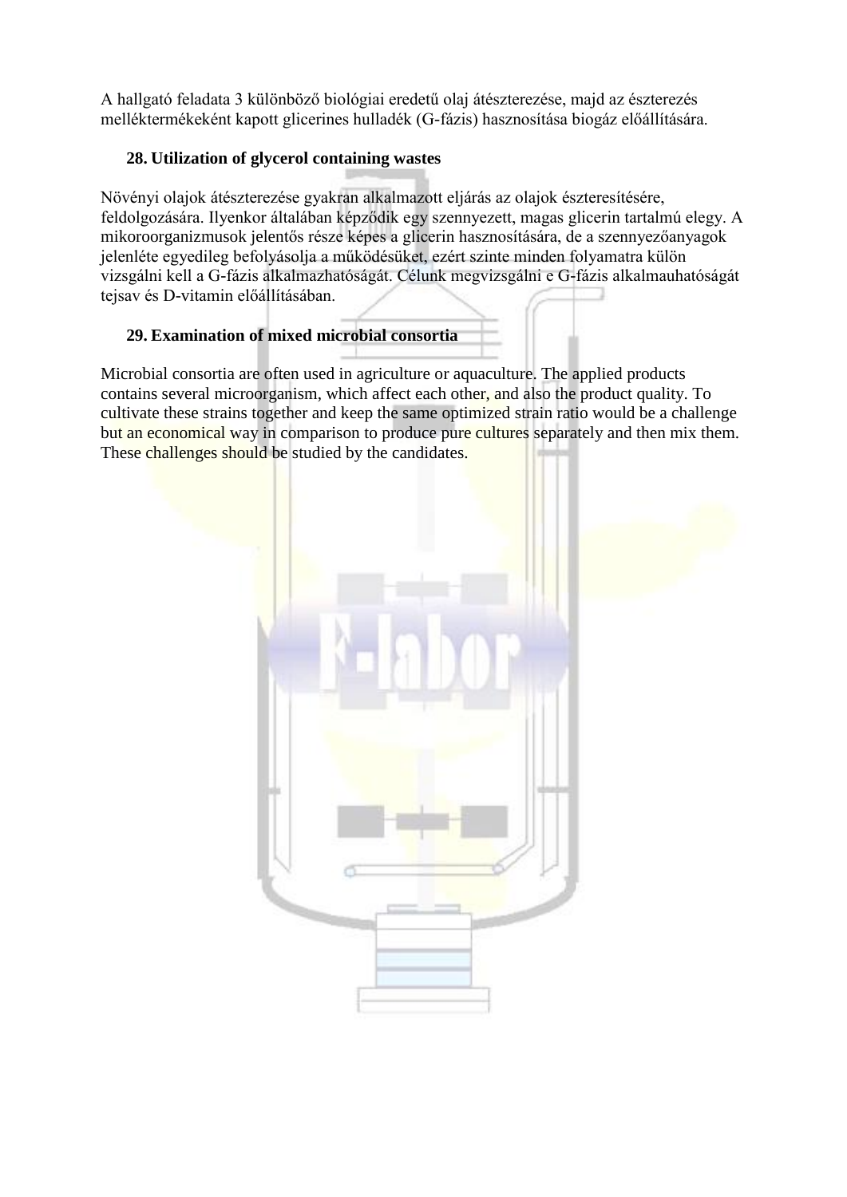A hallgató feladata 3 különböző biológiai eredetű olaj átészterezése, majd az észterezés melléktermékeként kapott glicerines hulladék (G-fázis) hasznosítása biogáz előállítására.

### 28. Utilization of glycerol containing wastes

Növényi olajok átészterezése gyakran alkalmazott eljárás az olajok észteresítésére, feldolgozására. Ilyenkor általában képződik egy szennyezett, magas glicerin tartalmú elegy. A mikoroorganizmusok jelentős része képes a glicerin hasznosítására, de a szennyezőanyagok jelenléte egyedileg befolyásolja a működésüket, ezért szinte minden folyamatra külön vizsgálni kell a G-fázis alkalmazhatóságát. Célunk megvizsgálni e G-fázis alkalmauhatóságát tejsav és D-vitamin előállításában.

### 29. Examination of mixed microbial consortia

Microbial consortia are often used in agriculture or aquaculture. The applied products contains several microorganism, which affect each other, and also the product quality. To cultivate these strains together and keep the same optimized strain ratio would be a challenge but an economical way in comparison to produce pure cultures separately and then mix them. These challenges should be studied by the candidates.